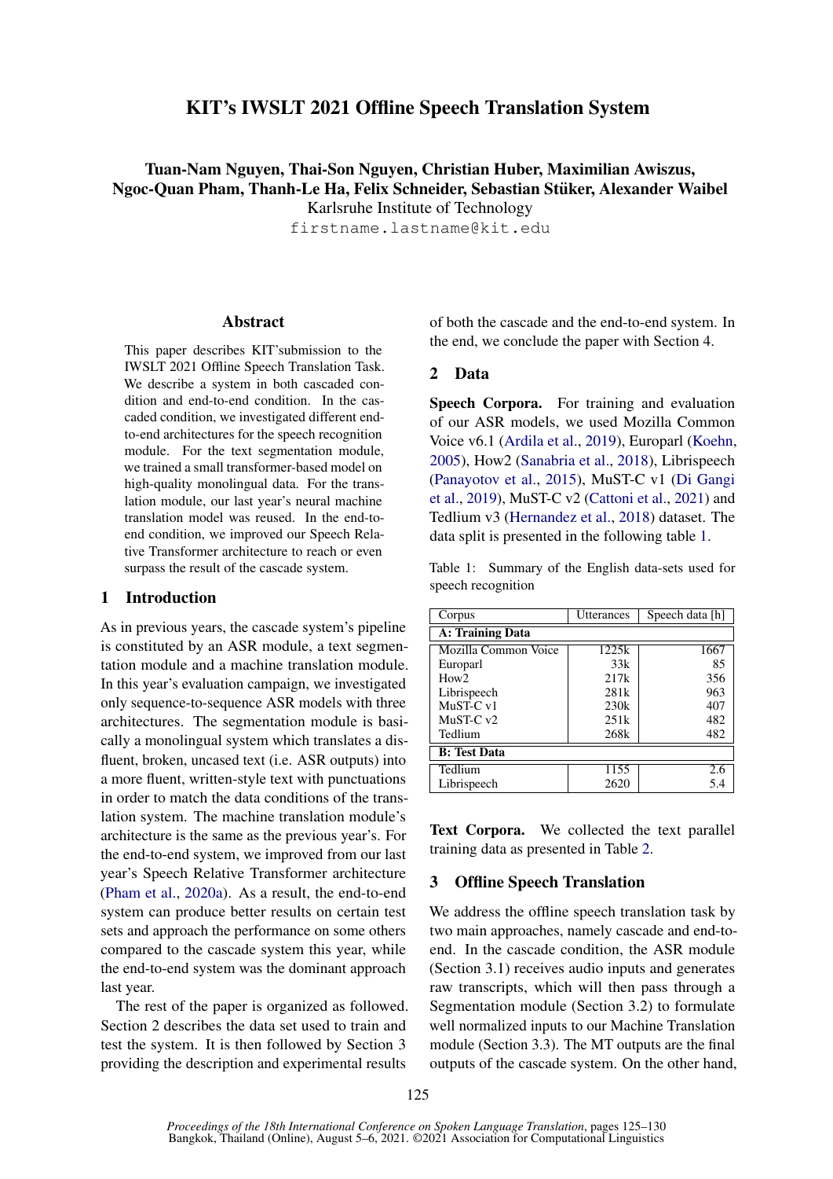# KIT's IWSLT 2021 Offline Speech Translation System

**Tuan-Nam Nguyen, Thai-Son Nguyen, Christian Huber, Maximilian Awiszus, Ngoc-Quan Pham, Thanh-Le Ha, Felix Schneider, Sebastian Stüker, Alexander Waibel**

Karlsruhe Institute of Technology

firstname.lastname@kit.edu

## Abstract

This paper describes KIT'submission to the IWSLT 2021 Offline Speech Translation Task. We describe a system in both cascaded condition and end-to-end condition. In the cascaded condition, we investigated different end-to-end architectures for the speech recognition module. For the text segmentation module, we trained a small transformer-based model on high-quality monolingual data. For the translation module, our last year's neural machine translation model was reused. In the end-to-end condition, we improved our Speech Relative Transformer architecture to reach or even surpass the result of the cascade system.

## 1 Introduction

As in previous years, the cascade system's pipeline is constituted by an ASR module, a text segmentation module and a machine translation module. In this year's evaluation campaign, we investigated only sequence-to-sequence ASR models with three architectures. The segmentation module is basically a monolingual system which translates a disfluent, broken, uncased text (i.e. ASR outputs) into a more fluent, written-style text with punctuations in order to match the data conditions of the translation system. The machine translation module's architecture is the same as the previous year's. For the end-to-end system, we improved from our last year's Speech Relative Transformer architecture (Pham et al., 2020a). As a result, the end-to-end system can produce better results on certain test sets and approach the performance on some others compared to the cascade system this year, while the end-to-end system was the dominant approach last year.

The rest of the paper is organized as followed. Section 2 describes the data set used to train and test the system. It is then followed by Section 3 providing the description and experimental results of both the cascade and the end-to-end system. In the end, we conclude the paper with Section 4.

## 2 Data

**Speech Corpora.** For training and evaluation of our ASR models, we used Mozilla Common Voice v6.1 (Ardila et al., 2019), Europarl (Koehn, 2005), How2 (Sanabria et al., 2018), Librispeech (Panayotov et al., 2015), MuST-C v1 (Di Gangi et al., 2019), MuST-C v2 (Cattoni et al., 2021) and Tedlium v3 (Hernandez et al., 2018) dataset. The data split is presented in the following table 1.

Table 1: Summary of the English data-sets used for speech recognition

| Corpus | Utterances | Speech data [h] |
|---|---|---|
| **A: Training Data** | | |
| Mozilla Common Voice | 1225k | 1667 |
| Europarl | 33k | 85 |
| How2 | 217k | 356 |
| Librispeech | 281k | 963 |
| MuST-C v1 | 230k | 407 |
| MuST-C v2 | 251k | 482 |
| Tedlium | 268k | 482 |
| **B: Test Data** | | |
| Tedlium | 1155 | 2.6 |
| Librispeech | 2620 | 5.4 |

**Text Corpora.** We collected the text parallel training data as presented in Table 2.

## 3 Offline Speech Translation

We address the offline speech translation task by two main approaches, namely cascade and end-to-end. In the cascade condition, the ASR module (Section 3.1) receives audio inputs and generates raw transcripts, which will then pass through a Segmentation module (Section 3.2) to formulate well normalized inputs to our Machine Translation module (Section 3.3). The MT outputs are the final outputs of the cascade system. On the other hand,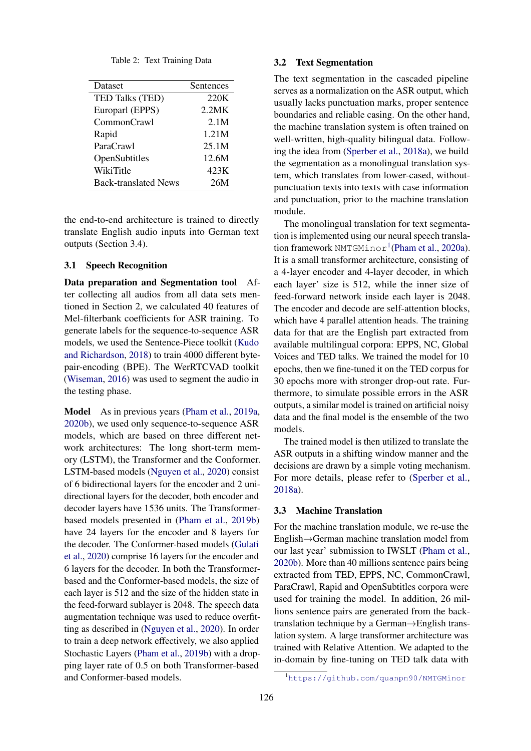Table 2: Text Training Data

| Dataset | Sentences |
|---|---|
| TED Talks (TED) | 220K |
| Europarl (EPPS) | 2.2MK |
| CommonCrawl | 2.1M |
| Rapid | 1.21M |
| ParaCrawl | 25.1M |
| OpenSubtitles | 12.6M |
| WikiTitle | 423K |
| Back-translated News | 26M |

the end-to-end architecture is trained to directly translate English audio inputs into German text outputs (Section 3.4).

### 3.1 Speech Recognition

**Data preparation and Segmentation tool** After collecting all audios from all data sets mentioned in Section 2, we calculated 40 features of Mel-filterbank coefficients for ASR training. To generate labels for the sequence-to-sequence ASR models, we used the Sentence-Piece toolkit (Kudo and Richardson, 2018) to train 4000 different byte-pair-encoding (BPE). The WerRTCVAD toolkit (Wiseman, 2016) was used to segment the audio in the testing phase.

**Model** As in previous years (Pham et al., 2019a, 2020b), we used only sequence-to-sequence ASR models, which are based on three different network architectures: The long short-term memory (LSTM), the Transformer and the Conformer. LSTM-based models (Nguyen et al., 2020) consist of 6 bidirectional layers for the encoder and 2 unidirectional layers for the decoder, both encoder and decoder layers have 1536 units. The Transformer-based models presented in (Pham et al., 2019b) have 24 layers for the encoder and 8 layers for the decoder. The Conformer-based models (Gulati et al., 2020) comprise 16 layers for the encoder and 6 layers for the decoder. In both the Transformer-based and the Conformer-based models, the size of each layer is 512 and the size of the hidden state in the feed-forward sublayer is 2048. The speech data augmentation technique was used to reduce overfitting as described in (Nguyen et al., 2020). In order to train a deep network effectively, we also applied Stochastic Layers (Pham et al., 2019b) with a dropping layer rate of 0.5 on both Transformer-based and Conformer-based models.

### 3.2 Text Segmentation

The text segmentation in the cascaded pipeline serves as a normalization on the ASR output, which usually lacks punctuation marks, proper sentence boundaries and reliable casing. On the other hand, the machine translation system is often trained on well-written, high-quality bilingual data. Following the idea from (Sperber et al., 2018a), we build the segmentation as a monolingual translation system, which translates from lower-cased, without-punctuation texts into texts with case information and punctuation, prior to the machine translation module.

The monolingual translation for text segmentation is implemented using our neural speech translation framework `NMTGMinor`[1](Pham et al., 2020a). It is a small transformer architecture, consisting of a 4-layer encoder and 4-layer decoder, in which each layer' size is 512, while the inner size of feed-forward network inside each layer is 2048. The encoder and decode are self-attention blocks, which have 4 parallel attention heads. The training data for that are the English part extracted from available multilingual corpora: EPPS, NC, Global Voices and TED talks. We trained the model for 10 epochs, then we fine-tuned it on the TED corpus for 30 epochs more with stronger drop-out rate. Furthermore, to simulate possible errors in the ASR outputs, a similar model is trained on artificial noisy data and the final model is the ensemble of the two models.

The trained model is then utilized to translate the ASR outputs in a shifting window manner and the decisions are drawn by a simple voting mechanism. For more details, please refer to (Sperber et al., 2018a).

### 3.3 Machine Translation

For the machine translation module, we re-use the English→German machine translation model from our last year' submission to IWSLT (Pham et al., 2020b). More than 40 millions sentence pairs being extracted from TED, EPPS, NC, CommonCrawl, ParaCrawl, Rapid and OpenSubtitles corpora were used for training the model. In addition, 26 millions sentence pairs are generated from the back-translation technique by a German→English translation system. A large transformer architecture was trained with Relative Attention. We adapted to the in-domain by fine-tuning on TED talk data with

[1] https://github.com/quanpn90/NMTGMinor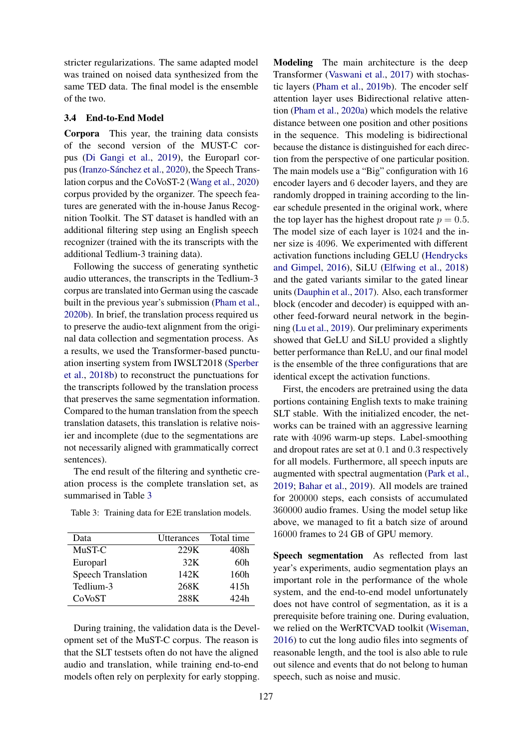stricter regularizations. The same adapted model was trained on noised data synthesized from the same TED data. The final model is the ensemble of the two.

### 3.4 End-to-End Model

**Corpora** This year, the training data consists of the second version of the MUST-C corpus (Di Gangi et al., 2019), the Europarl corpus (Iranzo-Sánchez et al., 2020), the Speech Translation corpus and the CoVoST-2 (Wang et al., 2020) corpus provided by the organizer. The speech features are generated with the in-house Janus Recognition Toolkit. The ST dataset is handled with an additional filtering step using an English speech recognizer (trained with the its transcripts with the additional Tedlium-3 training data).

Following the success of generating synthetic audio utterances, the transcripts in the Tedlium-3 corpus are translated into German using the cascade built in the previous year's submission (Pham et al., 2020b). In brief, the translation process required us to preserve the audio-text alignment from the original data collection and segmentation process. As a results, we used the Transformer-based punctuation inserting system from IWSLT2018 (Sperber et al., 2018b) to reconstruct the punctuations for the transcripts followed by the translation process that preserves the same segmentation information. Compared to the human translation from the speech translation datasets, this translation is relative noisier and incomplete (due to the segmentations are not necessarily aligned with grammatically correct sentences).

The end result of the filtering and synthetic creation process is the complete translation set, as summarised in Table 3

Table 3: Training data for E2E translation models.

| Data | Utterances | Total time |
|---|---|---|
| MuST-C | 229K | 408h |
| Europarl | 32K | 60h |
| Speech Translation | 142K | 160h |
| Tedlium-3 | 268K | 415h |
| CoVoST | 288K | 424h |

During training, the validation data is the Development set of the MuST-C corpus. The reason is that the SLT testsets often do not have the aligned audio and translation, while training end-to-end models often rely on perplexity for early stopping.

**Modeling** The main architecture is the deep Transformer (Vaswani et al., 2017) with stochastic layers (Pham et al., 2019b). The encoder self attention layer uses Bidirectional relative attention (Pham et al., 2020a) which models the relative distance between one position and other positions in the sequence. This modeling is bidirectional because the distance is distinguished for each direction from the perspective of one particular position. The main models use a "Big" configuration with 16 encoder layers and 6 decoder layers, and they are randomly dropped in training according to the linear schedule presented in the original work, where the top layer has the highest dropout rate $p = 0.5$. The model size of each layer is 1024 and the inner size is 4096. We experimented with different activation functions including GELU (Hendrycks and Gimpel, 2016), SiLU (Elfwing et al., 2018) and the gated variants similar to the gated linear units (Dauphin et al., 2017). Also, each transformer block (encoder and decoder) is equipped with another feed-forward neural network in the beginning (Lu et al., 2019). Our preliminary experiments showed that GeLU and SiLU provided a slightly better performance than ReLU, and our final model is the ensemble of the three configurations that are identical except the activation functions.

First, the encoders are pretrained using the data portions containing English texts to make training SLT stable. With the initialized encoder, the networks can be trained with an aggressive learning rate with 4096 warm-up steps. Label-smoothing and dropout rates are set at 0.1 and 0.3 respectively for all models. Furthermore, all speech inputs are augmented with spectral augmentation (Park et al., 2019; Bahar et al., 2019). All models are trained for 200000 steps, each consists of accumulated 360000 audio frames. Using the model setup like above, we managed to fit a batch size of around 16000 frames to 24 GB of GPU memory.

**Speech segmentation** As reflected from last year's experiments, audio segmentation plays an important role in the performance of the whole system, and the end-to-end model unfortunately does not have control of segmentation, as it is a prerequisite before training one. During evaluation, we relied on the WerRTCVAD toolkit (Wiseman, 2016) to cut the long audio files into segments of reasonable length, and the tool is also able to rule out silence and events that do not belong to human speech, such as noise and music.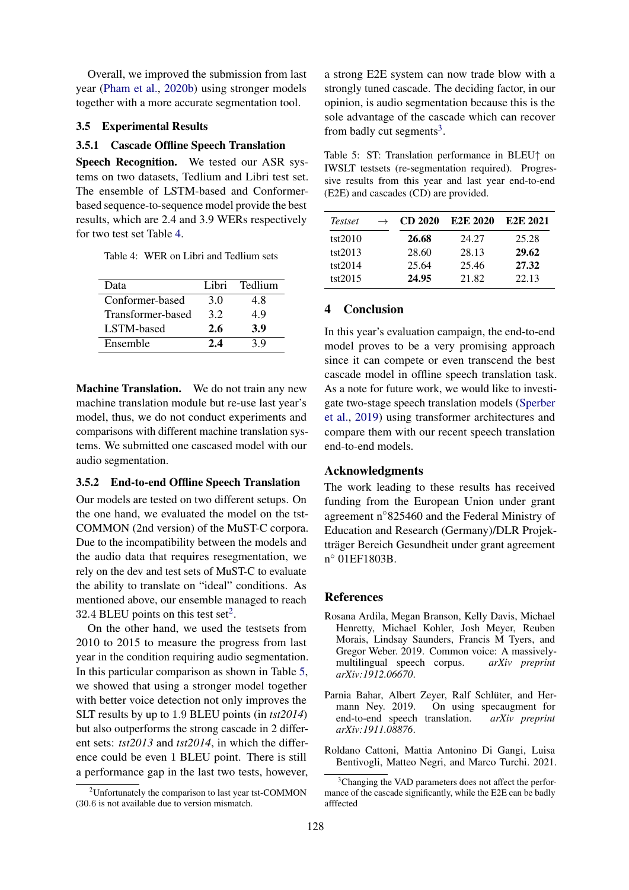Overall, we improved the submission from last year (Pham et al., 2020b) using stronger models together with a more accurate segmentation tool.

### 3.5 Experimental Results

#### 3.5.1 Cascade Offline Speech Translation

**Speech Recognition.** We tested our ASR systems on two datasets, Tedlium and Libri test set. The ensemble of LSTM-based and Conformer-based sequence-to-sequence model provide the best results, which are 2.4 and 3.9 WERs respectively for two test set Table 4.

Table 4: WER on Libri and Tedlium sets

| Data | Libri | Tedlium |
|---|---|---|
| Conformer-based | 3.0 | 4.8 |
| Transformer-based | 3.2 | 4.9 |
| LSTM-based | **2.6** | **3.9** |
| Ensemble | **2.4** | 3.9 |

**Machine Translation.** We do not train any new machine translation module but re-use last year's model, thus, we do not conduct experiments and comparisons with different machine translation systems. We submitted one cascaded model with our audio segmentation.

#### 3.5.2 End-to-end Offline Speech Translation

Our models are tested on two different setups. On the one hand, we evaluated the model on the tst-COMMON (2nd version) of the MuST-C corpora. Due to the incompatibility between the models and the audio data that requires resegmentation, we rely on the dev and test sets of MuST-C to evaluate the ability to translate on "ideal" conditions. As mentioned above, our ensemble managed to reach 32.4 BLEU points on this test set[2].

On the other hand, we used the testsets from 2010 to 2015 to measure the progress from last year in the condition requiring audio segmentation. In this particular comparison as shown in Table 5, we showed that using a stronger model together with better voice detection not only improves the SLT results by up to 1.9 BLEU points (in *tst2014*) but also outperforms the strong cascade in 2 different sets: *tst2013* and *tst2014*, in which the difference could be even 1 BLEU point. There is still a performance gap in the last two tests, however, a strong E2E system can now trade blow with a strongly tuned cascade. The deciding factor, in our opinion, is audio segmentation because this is the sole advantage of the cascade which can recover from badly cut segments[3].

Table 5: ST: Translation performance in BLEU↑ on IWSLT testsets (re-segmentation required). Progressive results from this year and last year end-to-end (E2E) and cascades (CD) are provided.

| *Testset* → | CD 2020 | E2E 2020 | E2E 2021 |
|---|---|---|---|
| tst2010 | **26.68** | 24.27 | 25.28 |
| tst2013 | 28.60 | 28.13 | **29.62** |
| tst2014 | 25.64 | 25.46 | **27.32** |
| tst2015 | **24.95** | 21.82 | 22.13 |

## 4 Conclusion

In this year's evaluation campaign, the end-to-end model proves to be a very promising approach since it can compete or even transcend the best cascade model in offline speech translation task. As a note for future work, we would like to investigate two-stage speech translation models (Sperber et al., 2019) using transformer architectures and compare them with our recent speech translation end-to-end models.

## Acknowledgments

The work leading to these results has received funding from the European Union under grant agreement n°825460 and the Federal Ministry of Education and Research (Germany)/DLR Projektträger Bereich Gesundheit under grant agreement n° 01EF1803B.

## References

Rosana Ardila, Megan Branson, Kelly Davis, Michael Henretty, Michael Kohler, Josh Meyer, Reuben Morais, Lindsay Saunders, Francis M Tyers, and Gregor Weber. 2019. Common voice: A massively-multilingual speech corpus. *arXiv preprint arXiv:1912.06670*.

Parnia Bahar, Albert Zeyer, Ralf Schlüter, and Hermann Ney. 2019. On using specaugment for end-to-end speech translation. *arXiv preprint arXiv:1911.08876*.

Roldano Cattoni, Mattia Antonino Di Gangi, Luisa Bentivogli, Matteo Negri, and Marco Turchi. 2021.

[2] Unfortunately the comparison to last year tst-COMMON (30.6 is not available due to version mismatch.

[3] Changing the VAD parameters does not affect the performance of the cascade significantly, while the E2E can be badly afffected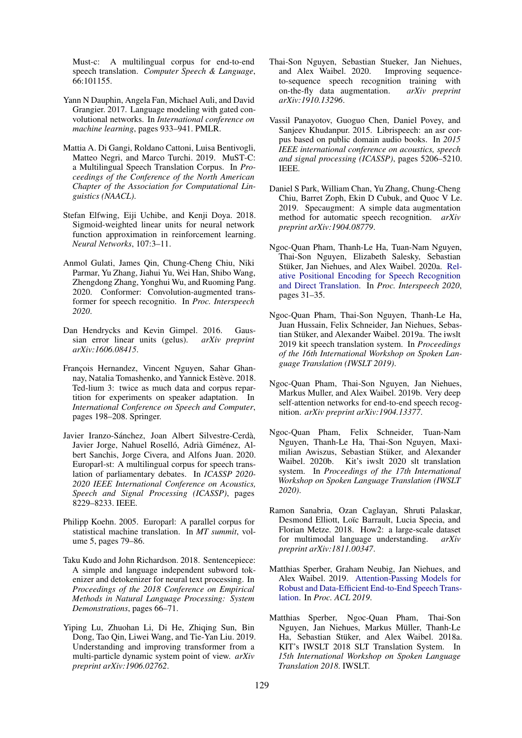Must-c: A multilingual corpus for end-to-end speech translation. *Computer Speech & Language*, 66:101155.

Yann N Dauphin, Angela Fan, Michael Auli, and David Grangier. 2017. Language modeling with gated convolutional networks. In *International conference on machine learning*, pages 933–941. PMLR.

Mattia A. Di Gangi, Roldano Cattoni, Luisa Bentivogli, Matteo Negri, and Marco Turchi. 2019. MuST-C: a Multilingual Speech Translation Corpus. In *Proceedings of the Conference of the North American Chapter of the Association for Computational Linguistics (NAACL)*.

Stefan Elfwing, Eiji Uchibe, and Kenji Doya. 2018. Sigmoid-weighted linear units for neural network function approximation in reinforcement learning. *Neural Networks*, 107:3–11.

Anmol Gulati, James Qin, Chung-Cheng Chiu, Niki Parmar, Yu Zhang, Jiahui Yu, Wei Han, Shibo Wang, Zhengdong Zhang, Yonghui Wu, and Ruoming Pang. 2020. Conformer: Convolution-augmented transformer for speech recognitio. In *Proc. Interspeech 2020*.

Dan Hendrycks and Kevin Gimpel. 2016. Gaussian error linear units (gelus). *arXiv preprint arXiv:1606.08415*.

François Hernandez, Vincent Nguyen, Sahar Ghannay, Natalia Tomashenko, and Yannick Estève. 2018. Ted-lium 3: twice as much data and corpus repartition for experiments on speaker adaptation. In *International Conference on Speech and Computer*, pages 198–208. Springer.

Javier Iranzo-Sánchez, Joan Albert Silvestre-Cerdà, Javier Jorge, Nahuel Roselló, Adrià Giménez, Albert Sanchis, Jorge Civera, and Alfons Juan. 2020. Europarl-st: A multilingual corpus for speech translation of parliamentary debates. In *ICASSP 2020-2020 IEEE International Conference on Acoustics, Speech and Signal Processing (ICASSP)*, pages 8229–8233. IEEE.

Philipp Koehn. 2005. Europarl: A parallel corpus for statistical machine translation. In *MT summit*, volume 5, pages 79–86.

Taku Kudo and John Richardson. 2018. Sentencepiece: A simple and language independent subword tokenizer and detokenizer for neural text processing. In *Proceedings of the 2018 Conference on Empirical Methods in Natural Language Processing: System Demonstrations*, pages 66–71.

Yiping Lu, Zhuohan Li, Di He, Zhiqing Sun, Bin Dong, Tao Qin, Liwei Wang, and Tie-Yan Liu. 2019. Understanding and improving transformer from a multi-particle dynamic system point of view. *arXiv preprint arXiv:1906.02762*.

Thai-Son Nguyen, Sebastian Stueker, Jan Niehues, and Alex Waibel. 2020. Improving sequence-to-sequence speech recognition training with on-the-fly data augmentation. *arXiv preprint arXiv:1910.13296*.

Vassil Panayotov, Guoguo Chen, Daniel Povey, and Sanjeev Khudanpur. 2015. Librispeech: an asr corpus based on public domain audio books. In *2015 IEEE international conference on acoustics, speech and signal processing (ICASSP)*, pages 5206–5210. IEEE.

Daniel S Park, William Chan, Yu Zhang, Chung-Cheng Chiu, Barret Zoph, Ekin D Cubuk, and Quoc V Le. 2019. Specaugment: A simple data augmentation method for automatic speech recognition. *arXiv preprint arXiv:1904.08779*.

Ngoc-Quan Pham, Thanh-Le Ha, Tuan-Nam Nguyen, Thai-Son Nguyen, Elizabeth Salesky, Sebastian Stüker, Jan Niehues, and Alex Waibel. 2020a. Relative Positional Encoding for Speech Recognition and Direct Translation. In *Proc. Interspeech 2020*, pages 31–35.

Ngoc-Quan Pham, Thai-Son Nguyen, Thanh-Le Ha, Juan Hussain, Felix Schneider, Jan Niehues, Sebastian Stüker, and Alexander Waibel. 2019a. The iwslt 2019 kit speech translation system. In *Proceedings of the 16th International Workshop on Spoken Language Translation (IWSLT 2019)*.

Ngoc-Quan Pham, Thai-Son Nguyen, Jan Niehues, Markus Muller, and Alex Waibel. 2019b. Very deep self-attention networks for end-to-end speech recognition. *arXiv preprint arXiv:1904.13377*.

Ngoc-Quan Pham, Felix Schneider, Tuan-Nam Nguyen, Thanh-Le Ha, Thai-Son Nguyen, Maximilian Awiszus, Sebastian Stüker, and Alexander Waibel. 2020b. Kit's iwslt 2020 slt translation system. In *Proceedings of the 17th International Workshop on Spoken Language Translation (IWSLT 2020)*.

Ramon Sanabria, Ozan Caglayan, Shruti Palaskar, Desmond Elliott, Loïc Barrault, Lucia Specia, and Florian Metze. 2018. How2: a large-scale dataset for multimodal language understanding. *arXiv preprint arXiv:1811.00347*.

Matthias Sperber, Graham Neubig, Jan Niehues, and Alex Waibel. 2019. Attention-Passing Models for Robust and Data-Efficient End-to-End Speech Translation. In *Proc. ACL 2019*.

Matthias Sperber, Ngoc-Quan Pham, Thai-Son Nguyen, Jan Niehues, Markus Müller, Thanh-Le Ha, Sebastian Stüker, and Alex Waibel. 2018a. KIT's IWSLT 2018 SLT Translation System. In *15th International Workshop on Spoken Language Translation 2018*. IWSLT.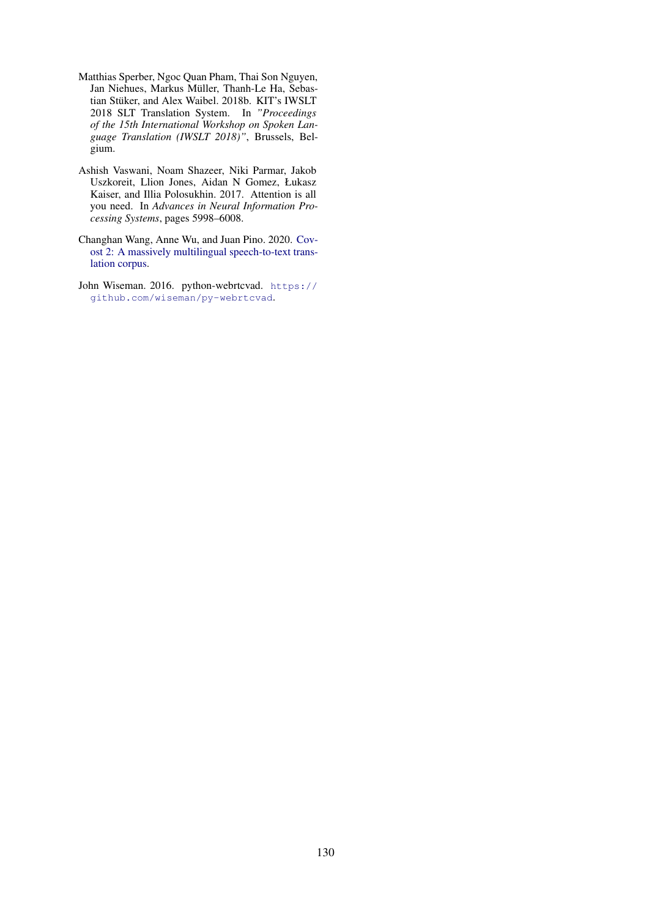Matthias Sperber, Ngoc Quan Pham, Thai Son Nguyen, Jan Niehues, Markus Müller, Thanh-Le Ha, Sebastian Stüker, and Alex Waibel. 2018b. KIT's IWSLT 2018 SLT Translation System. In *"Proceedings of the 15th International Workshop on Spoken Language Translation (IWSLT 2018)"*, Brussels, Belgium.

Ashish Vaswani, Noam Shazeer, Niki Parmar, Jakob Uszkoreit, Llion Jones, Aidan N Gomez, Łukasz Kaiser, and Illia Polosukhin. 2017. Attention is all you need. In *Advances in Neural Information Processing Systems*, pages 5998–6008.

Changhan Wang, Anne Wu, and Juan Pino. 2020. Covost 2: A massively multilingual speech-to-text translation corpus.

John Wiseman. 2016. python-webrtcvad. `https://github.com/wiseman/py-webrtcvad`.